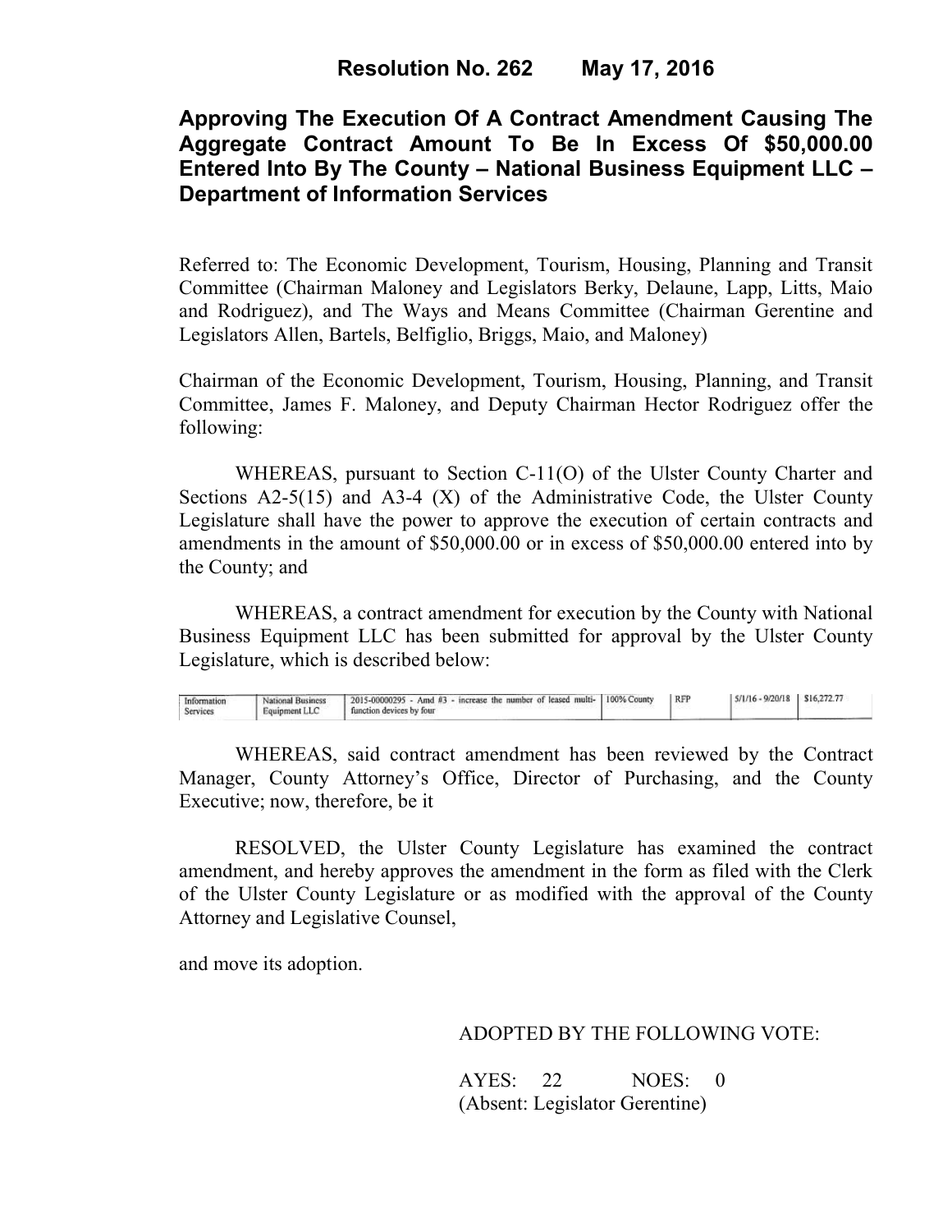# Resolution No. 262 May 17, 2016

## Approving The Execution Of A Contract Amendment Causing The Aggregate Contract Amount To Be In Excess Of $50,000.00 Entered Into By The County – National Business Equipment LLC – Department of Information Services

Referred to: The Economic Development, Tourism, Housing, Planning and Transit Committee (Chairman Maloney and Legislators Berky, Delaune, Lapp, Litts, Maio and Rodriguez), and The Ways and Means Committee (Chairman Gerentine and Legislators Allen, Bartels, Belfiglio, Briggs, Maio, and Maloney)

Chairman of the Economic Development, Tourism, Housing, Planning, and Transit Committee, James F. Maloney, and Deputy Chairman Hector Rodriguez offer the following:

WHEREAS, pursuant to Section C-11(O) of the Ulster County Charter and Sections A2-5(15) and A3-4 (X) of the Administrative Code, the Ulster County Legislature shall have the power to approve the execution of certain contracts and amendments in the amount of $50,000.00 or in excess of $50,000.00 entered into by the County; and

WHEREAS, a contract amendment for execution by the County with National Business Equipment LLC has been submitted for approval by the Ulster County Legislature, which is described below:

| | | | | | | |
|---|---|---|---|---|---|---|
| Information Services | National Business Equipment LLC | 2015-00000295 - Amd #3 - increase the number of leased multi-function devices by four | 100% County | RFP | 5/1/16 - 9/20/18 | $16,272.77 |

WHEREAS, said contract amendment has been reviewed by the Contract Manager, County Attorney's Office, Director of Purchasing, and the County Executive; now, therefore, be it

RESOLVED, the Ulster County Legislature has examined the contract amendment, and hereby approves the amendment in the form as filed with the Clerk of the Ulster County Legislature or as modified with the approval of the County Attorney and Legislative Counsel,

and move its adoption.

ADOPTED BY THE FOLLOWING VOTE:

AYES: 22 NOES: 0
(Absent: Legislator Gerentine)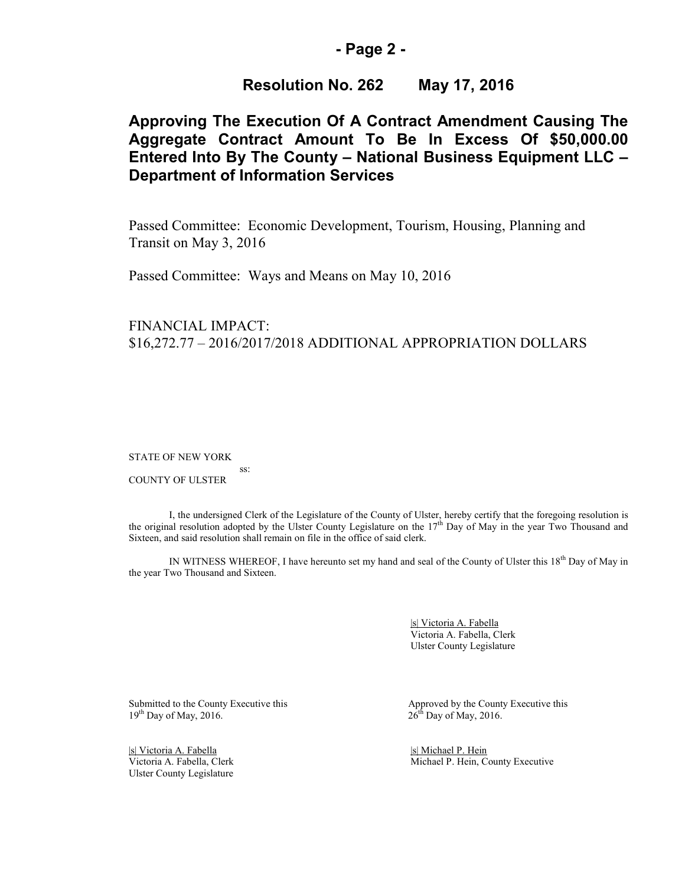## Resolution No. 262 May 17, 2016

## Approving The Execution Of A Contract Amendment Causing The Aggregate Contract Amount To Be In Excess Of $50,000.00 Entered Into By The County – National Business Equipment LLC – Department of Information Services

Passed Committee: Economic Development, Tourism, Housing, Planning and Transit on May 3, 2016

Passed Committee: Ways and Means on May 10, 2016

FINANCIAL IMPACT:
$16,272.77 – 2016/2017/2018 ADDITIONAL APPROPRIATION DOLLARS

STATE OF NEW YORK
ss:
COUNTY OF ULSTER

I, the undersigned Clerk of the Legislature of the County of Ulster, hereby certify that the foregoing resolution is the original resolution adopted by the Ulster County Legislature on the 17th Day of May in the year Two Thousand and Sixteen, and said resolution shall remain on file in the office of said clerk.

IN WITNESS WHEREOF, I have hereunto set my hand and seal of the County of Ulster this 18th Day of May in the year Two Thousand and Sixteen.

|s| Victoria A. Fabella
Victoria A. Fabella, Clerk
Ulster County Legislature

Submitted to the County Executive this 19th Day of May, 2016.

|s| Victoria A. Fabella
Victoria A. Fabella, Clerk
Ulster County Legislature

Approved by the County Executive this 26th Day of May, 2016.

|s| Michael P. Hein
Michael P. Hein, County Executive